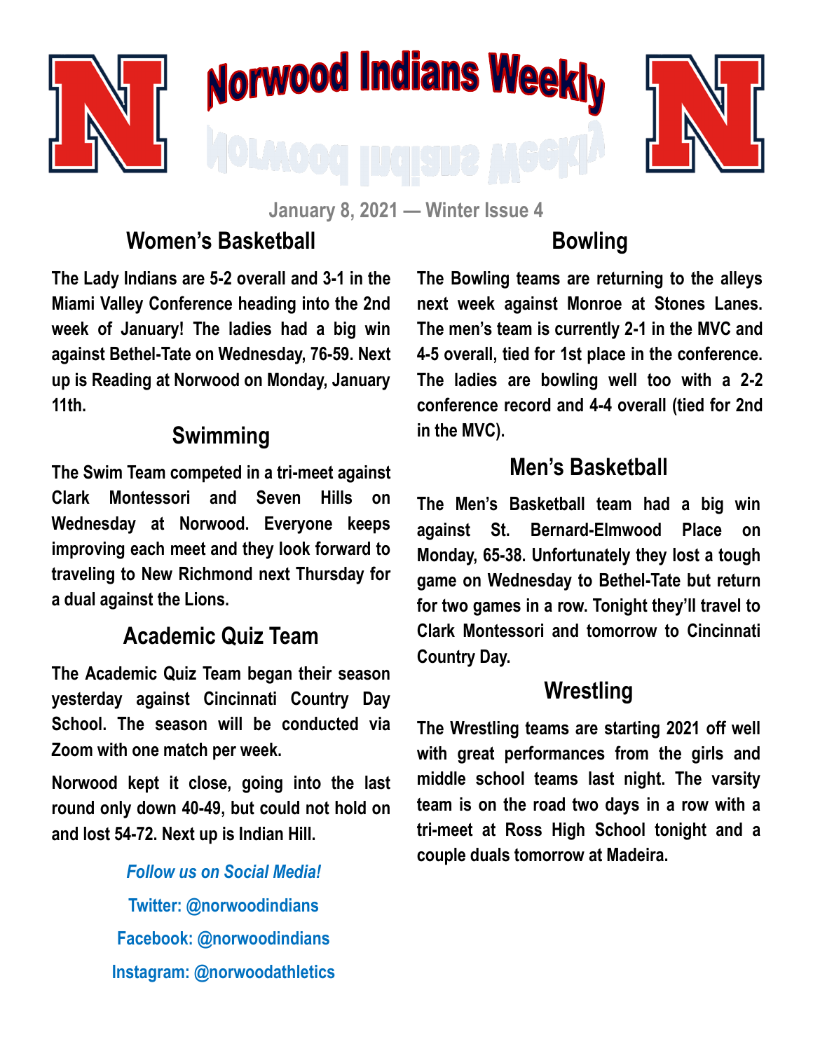# Norwood Indians Weekly

January 8, 2021 — Winter Issue 4

## Women's Basketball

**The Lady Indians are 5-2 overall and 3-1 in the Miami Valley Conference heading into the 2nd week of January! The ladies had a big win against Bethel-Tate on Wednesday, 76-59. Next up is Reading at Norwood on Monday, January 11th.**

## Swimming

**The Swim Team competed in a tri-meet against Clark Montessori and Seven Hills on Wednesday at Norwood. Everyone keeps improving each meet and they look forward to traveling to New Richmond next Thursday for a dual against the Lions.**

## Academic Quiz Team

**The Academic Quiz Team began their season yesterday against Cincinnati Country Day School. The season will be conducted via Zoom with one match per week.**

**Norwood kept it close, going into the last round only down 40-49, but could not hold on and lost 54-72. Next up is Indian Hill.**

***Follow us on Social Media!***

**Twitter: @norwoodindians**

**Facebook: @norwoodindians**

**Instagram: @norwoodathletics**

## Bowling

**The Bowling teams are returning to the alleys next week against Monroe at Stones Lanes. The men's team is currently 2-1 in the MVC and 4-5 overall, tied for 1st place in the conference. The ladies are bowling well too with a 2-2 conference record and 4-4 overall (tied for 2nd in the MVC).**

## Men's Basketball

**The Men's Basketball team had a big win against St. Bernard-Elmwood Place on Monday, 65-38. Unfortunately they lost a tough game on Wednesday to Bethel-Tate but return for two games in a row. Tonight they'll travel to Clark Montessori and tomorrow to Cincinnati Country Day.**

## Wrestling

**The Wrestling teams are starting 2021 off well with great performances from the girls and middle school teams last night. The varsity team is on the road two days in a row with a tri-meet at Ross High School tonight and a couple duals tomorrow at Madeira.**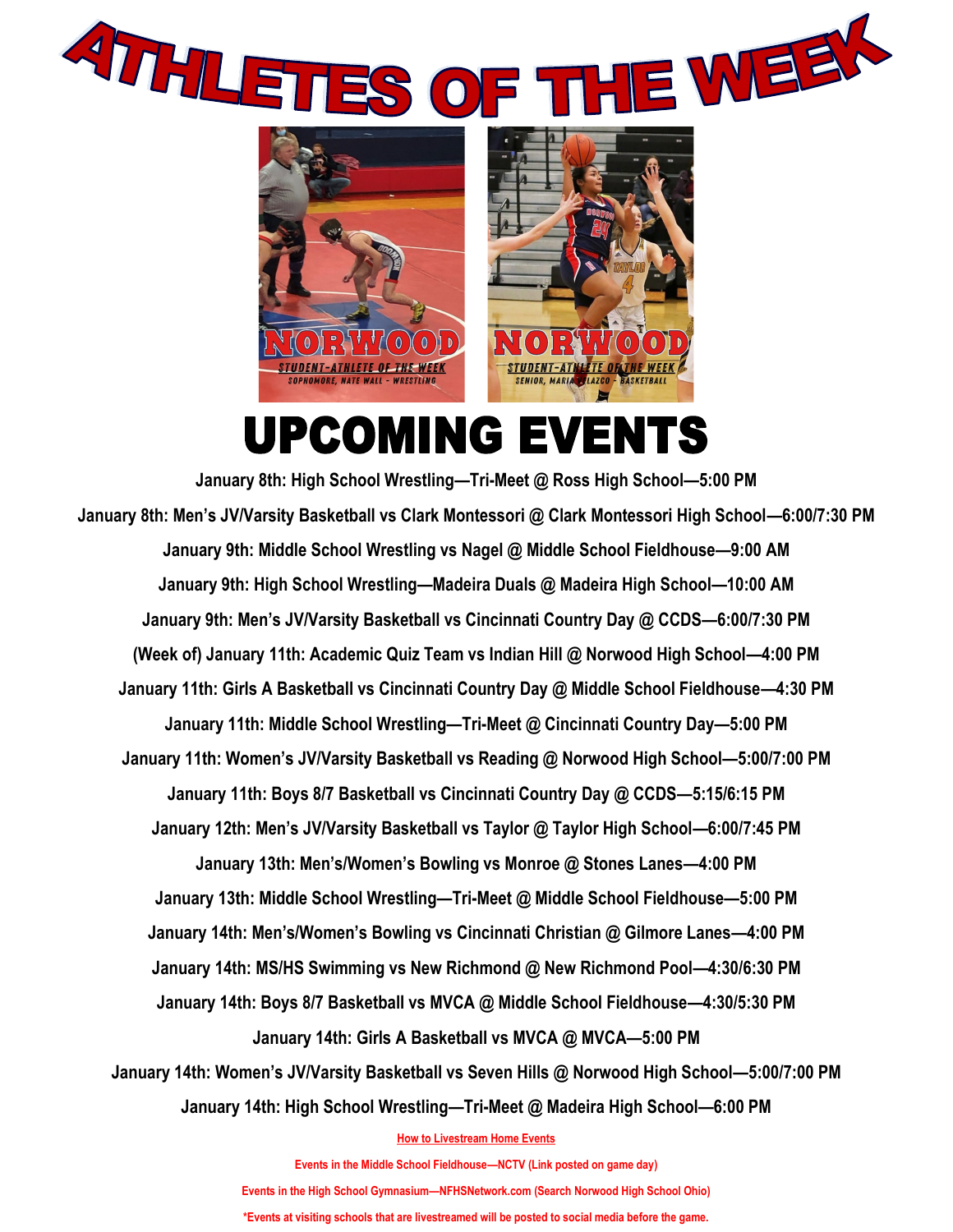# ATHLETES OF THE WEEK

NORWOOD
STUDENT-ATHLETE OF THE WEEK
SOPHOMORE, NATE WALL - WRESTLING

NORWOOD
STUDENT-ATHLETE OF THE WEEK
SENIOR, MARIA VELAZCO - BASKETBALL

# UPCOMING EVENTS

**January 8th: High School Wrestling—Tri-Meet @ Ross High School—5:00 PM**

**January 8th: Men's JV/Varsity Basketball vs Clark Montessori @ Clark Montessori High School—6:00/7:30 PM**

**January 9th: Middle School Wrestling vs Nagel @ Middle School Fieldhouse—9:00 AM**

**January 9th: High School Wrestling—Madeira Duals @ Madeira High School—10:00 AM**

**January 9th: Men's JV/Varsity Basketball vs Cincinnati Country Day @ CCDS—6:00/7:30 PM**

**(Week of) January 11th: Academic Quiz Team vs Indian Hill @ Norwood High School—4:00 PM**

**January 11th: Girls A Basketball vs Cincinnati Country Day @ Middle School Fieldhouse—4:30 PM**

**January 11th: Middle School Wrestling—Tri-Meet @ Cincinnati Country Day—5:00 PM**

**January 11th: Women's JV/Varsity Basketball vs Reading @ Norwood High School—5:00/7:00 PM**

**January 11th: Boys 8/7 Basketball vs Cincinnati Country Day @ CCDS—5:15/6:15 PM**

**January 12th: Men's JV/Varsity Basketball vs Taylor @ Taylor High School—6:00/7:45 PM**

**January 13th: Men's/Women's Bowling vs Monroe @ Stones Lanes—4:00 PM**

**January 13th: Middle School Wrestling—Tri-Meet @ Middle School Fieldhouse—5:00 PM**

**January 14th: Men's/Women's Bowling vs Cincinnati Christian @ Gilmore Lanes—4:00 PM**

**January 14th: MS/HS Swimming vs New Richmond @ New Richmond Pool—4:30/6:30 PM**

**January 14th: Boys 8/7 Basketball vs MVCA @ Middle School Fieldhouse—4:30/5:30 PM**

**January 14th: Girls A Basketball vs MVCA @ MVCA—5:00 PM**

**January 14th: Women's JV/Varsity Basketball vs Seven Hills @ Norwood High School—5:00/7:00 PM**

**January 14th: High School Wrestling—Tri-Meet @ Madeira High School—6:00 PM**

How to Livestream Home Events

Events in the Middle School Fieldhouse—NCTV (Link posted on game day)

Events in the High School Gymnasium—NFHSNetwork.com (Search Norwood High School Ohio)

*Events at visiting schools that are livestreamed will be posted to social media before the game.